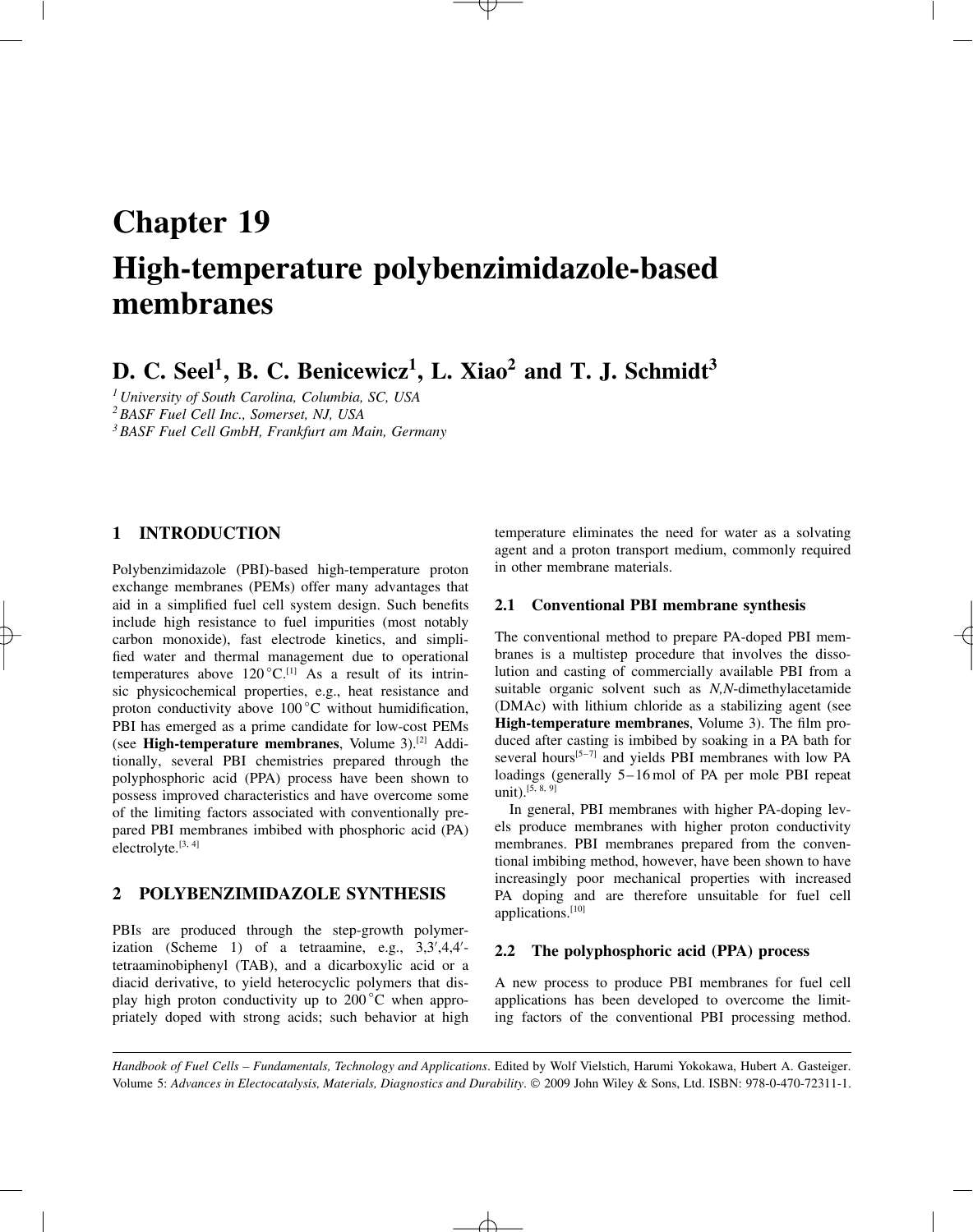# Chapter 19

# High-temperature polybenzimidazole-based membranes

## D. C. Seel[1], B. C. Benicewicz[1], L. Xiao[2] and T. J. Schmidt[3]

[1] *University of South Carolina, Columbia, SC, USA*
[2] *BASF Fuel Cell Inc., Somerset, NJ, USA*
[3] *BASF Fuel Cell GmbH, Frankfurt am Main, Germany*

## 1 INTRODUCTION

Polybenzimidazole (PBI)-based high-temperature proton exchange membranes (PEMs) offer many advantages that aid in a simplified fuel cell system design. Such benefits include high resistance to fuel impurities (most notably carbon monoxide), fast electrode kinetics, and simplified water and thermal management due to operational temperatures above 120 °C.[1] As a result of its intrinsic physicochemical properties, e.g., heat resistance and proton conductivity above 100 °C without humidification, PBI has emerged as a prime candidate for low-cost PEMs (see **High-temperature membranes**, Volume 3).[2] Additionally, several PBI chemistries prepared through the polyphosphoric acid (PPA) process have been shown to possess improved characteristics and have overcome some of the limiting factors associated with conventionally prepared PBI membranes imbibed with phosphoric acid (PA) electrolyte.[3, 4]

## 2 POLYBENZIMIDAZOLE SYNTHESIS

PBIs are produced through the step-growth polymerization (Scheme 1) of a tetraamine, e.g., 3,3′,4,4′-tetraaminobiphenyl (TAB), and a dicarboxylic acid or a diacid derivative, to yield heterocyclic polymers that display high proton conductivity up to 200 °C when appropriately doped with strong acids; such behavior at high temperature eliminates the need for water as a solvating agent and a proton transport medium, commonly required in other membrane materials.

### 2.1 Conventional PBI membrane synthesis

The conventional method to prepare PA-doped PBI membranes is a multistep procedure that involves the dissolution and casting of commercially available PBI from a suitable organic solvent such as *N,N*-dimethylacetamide (DMAc) with lithium chloride as a stabilizing agent (see **High-temperature membranes**, Volume 3). The film produced after casting is imbibed by soaking in a PA bath for several hours[5–7] and yields PBI membranes with low PA loadings (generally 5–16 mol of PA per mole PBI repeat unit).[5, 8, 9]

In general, PBI membranes with higher PA-doping levels produce membranes with higher proton conductivity membranes. PBI membranes prepared from the conventional imbibing method, however, have been shown to have increasingly poor mechanical properties with increased PA doping and are therefore unsuitable for fuel cell applications.[10]

### 2.2 The polyphosphoric acid (PPA) process

A new process to produce PBI membranes for fuel cell applications has been developed to overcome the limiting factors of the conventional PBI processing method.

*Handbook of Fuel Cells – Fundamentals, Technology and Applications*. Edited by Wolf Vielstich, Harumi Yokokawa, Hubert A. Gasteiger. Volume 5: *Advances in Electocatalysis, Materials, Diagnostics and Durability*. © 2009 John Wiley & Sons, Ltd. ISBN: 978-0-470-72311-1.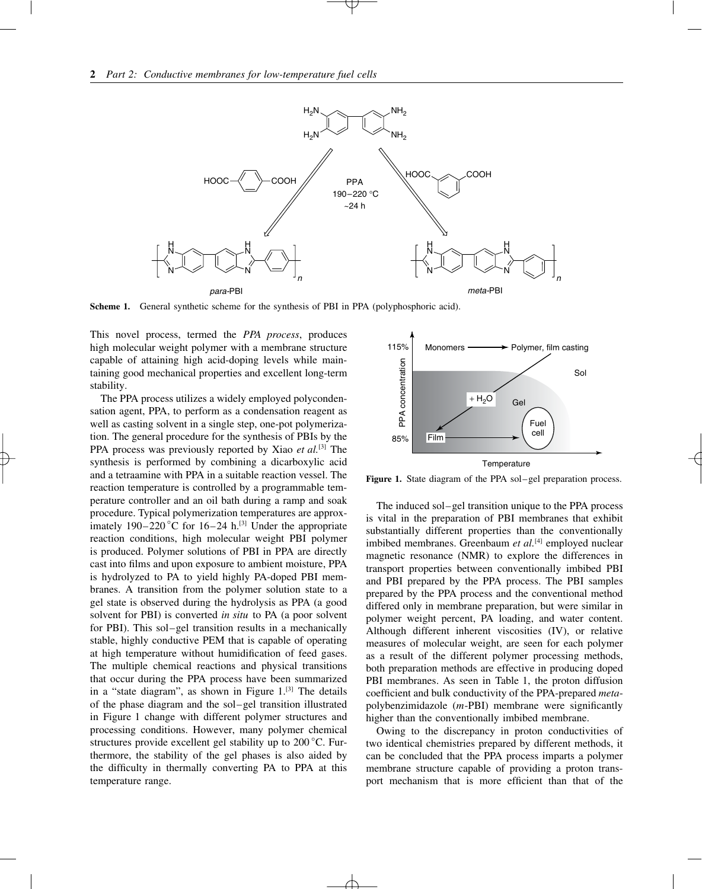**Scheme 1.** General synthetic scheme for the synthesis of PBI in PPA (polyphosphoric acid).

This novel process, termed the *PPA process*, produces high molecular weight polymer with a membrane structure capable of attaining high acid-doping levels while maintaining good mechanical properties and excellent long-term stability.

The PPA process utilizes a widely employed polycondensation agent, PPA, to perform as a condensation reagent as well as casting solvent in a single step, one-pot polymerization. The general procedure for the synthesis of PBIs by the PPA process was previously reported by Xiao *et al.*[3] The synthesis is performed by combining a dicarboxylic acid and a tetraamine with PPA in a suitable reaction vessel. The reaction temperature is controlled by a programmable temperature controller and an oil bath during a ramp and soak procedure. Typical polymerization temperatures are approximately 190–220 °C for 16–24 h.[3] Under the appropriate reaction conditions, high molecular weight PBI polymer is produced. Polymer solutions of PBI in PPA are directly cast into films and upon exposure to ambient moisture, PPA is hydrolyzed to PA to yield highly PA-doped PBI membranes. A transition from the polymer solution state to a gel state is observed during the hydrolysis as PPA (a good solvent for PBI) is converted *in situ* to PA (a poor solvent for PBI). This sol–gel transition results in a mechanically stable, highly conductive PEM that is capable of operating at high temperature without humidification of feed gases. The multiple chemical reactions and physical transitions that occur during the PPA process have been summarized in a "state diagram", as shown in Figure 1.[3] The details of the phase diagram and the sol–gel transition illustrated in Figure 1 change with different polymer structures and processing conditions. However, many polymer chemical structures provide excellent gel stability up to 200 °C. Furthermore, the stability of the gel phases is also aided by the difficulty in thermally converting PA to PPA at this temperature range.

**Figure 1.** State diagram of the PPA sol–gel preparation process.

The induced sol–gel transition unique to the PPA process is vital in the preparation of PBI membranes that exhibit substantially different properties than the conventionally imbibed membranes. Greenbaum *et al.*[4] employed nuclear magnetic resonance (NMR) to explore the differences in transport properties between conventionally imbibed PBI and PBI prepared by the PPA process. The PBI samples prepared by the PPA process and the conventional method differed only in membrane preparation, but were similar in polymer weight percent, PA loading, and water content. Although different inherent viscosities (IV), or relative measures of molecular weight, are seen for each polymer as a result of the different polymer processing methods, both preparation methods are effective in producing doped PBI membranes. As seen in Table 1, the proton diffusion coefficient and bulk conductivity of the PPA-prepared *meta*-polybenzimidazole (*m*-PBI) membrane were significantly higher than the conventionally imbibed membrane.

Owing to the discrepancy in proton conductivities of two identical chemistries prepared by different methods, it can be concluded that the PPA process imparts a polymer membrane structure capable of providing a proton transport mechanism that is more efficient than that of the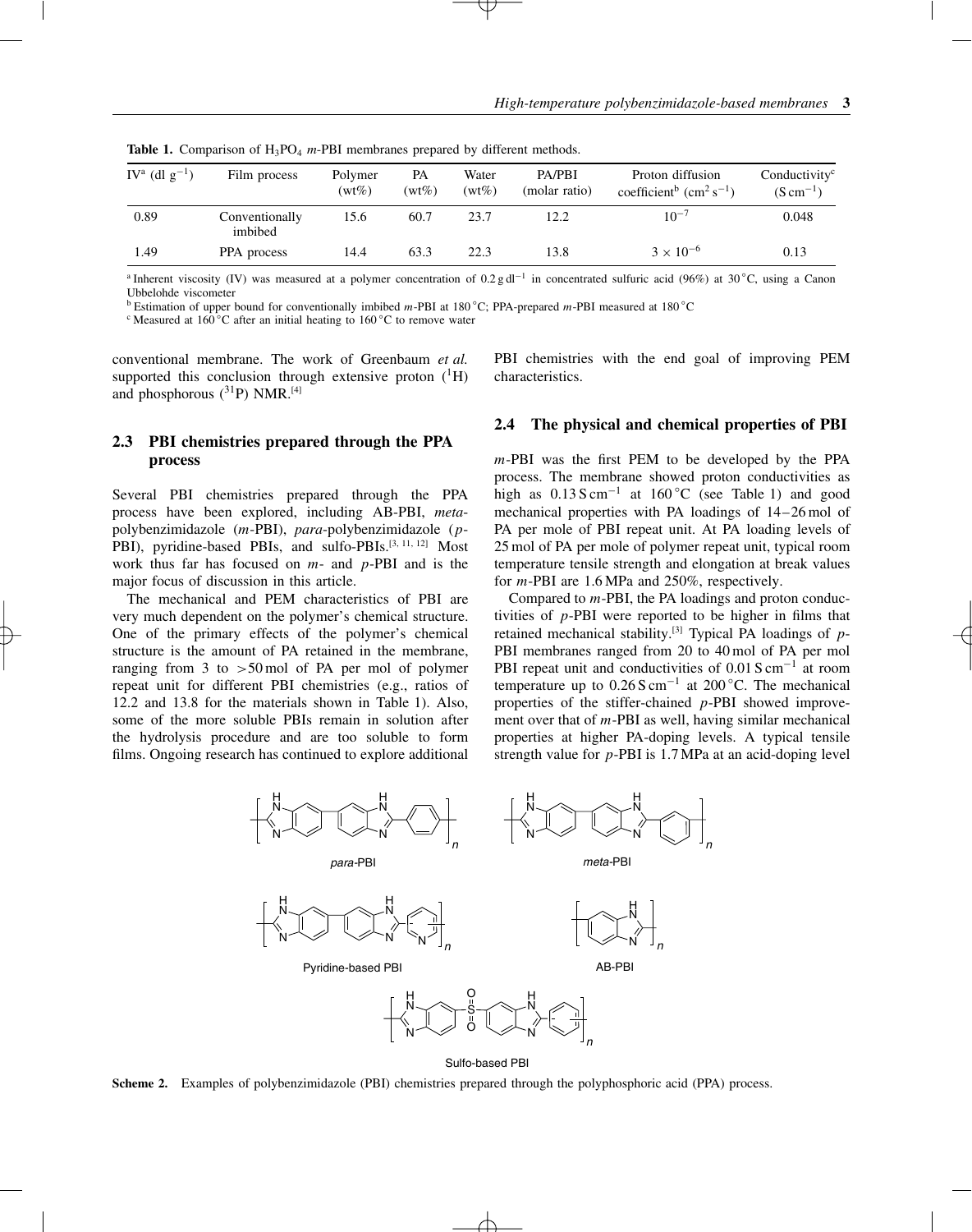**Table 1.** Comparison of $H_3PO_4$ *m*-PBI membranes prepared by different methods.

| IV[a] (dl $g^{-1}$) | Film process | Polymer (wt%) | PA (wt%) | Water (wt%) | PA/PBI (molar ratio) | Proton diffusion coefficient[b] ($cm^2\,s^{-1}$) | Conductivity[c] ($S\,cm^{-1}$) |
|---|---|---|---|---|---|---|---|
| 0.89 | Conventionally imbibed | 15.6 | 60.7 | 23.7 | 12.2 | $10^{-7}$ | 0.048 |
| 1.49 | PPA process | 14.4 | 63.3 | 22.3 | 13.8 | $3 \times 10^{-6}$ | 0.13 |

[a] Inherent viscosity (IV) was measured at a polymer concentration of 0.2 g $dl^{-1}$ in concentrated sulfuric acid (96%) at 30 °C, using a Canon Ubbelohde viscometer

[b] Estimation of upper bound for conventionally imbibed *m*-PBI at 180 °C; PPA-prepared *m*-PBI measured at 180 °C

[c] Measured at 160 °C after an initial heating to 160 °C to remove water

conventional membrane. The work of Greenbaum *et al.* supported this conclusion through extensive proton ($^1H$) and phosphorous ($^{31}P$) NMR.[4]

## 2.3 PBI chemistries prepared through the PPA process

Several PBI chemistries prepared through the PPA process have been explored, including AB-PBI, *meta*-polybenzimidazole (*m*-PBI), *para*-polybenzimidazole (*p*-PBI), pyridine-based PBIs, and sulfo-PBIs.[3, 11, 12] Most work thus far has focused on *m*- and *p*-PBI and is the major focus of discussion in this article.

The mechanical and PEM characteristics of PBI are very much dependent on the polymer's chemical structure. One of the primary effects of the polymer's chemical structure is the amount of PA retained in the membrane, ranging from 3 to >50 mol of PA per mol of polymer repeat unit for different PBI chemistries (e.g., ratios of 12.2 and 13.8 for the materials shown in Table 1). Also, some of the more soluble PBIs remain in solution after the hydrolysis procedure and are too soluble to form films. Ongoing research has continued to explore additional PBI chemistries with the end goal of improving PEM characteristics.

## 2.4 The physical and chemical properties of PBI

*m*-PBI was the first PEM to be developed by the PPA process. The membrane showed proton conductivities as high as 0.13 S $cm^{-1}$ at 160 °C (see Table 1) and good mechanical properties with PA loadings of 14–26 mol of PA per mole of PBI repeat unit. At PA loading levels of 25 mol of PA per mole of polymer repeat unit, typical room temperature tensile strength and elongation at break values for *m*-PBI are 1.6 MPa and 250%, respectively.

Compared to *m*-PBI, the PA loadings and proton conductivities of *p*-PBI were reported to be higher in films that retained mechanical stability.[3] Typical PA loadings of *p*-PBI membranes ranged from 20 to 40 mol of PA per mol PBI repeat unit and conductivities of 0.01 S $cm^{-1}$ at room temperature up to 0.26 S $cm^{-1}$ at 200 °C. The mechanical properties of the stiffer-chained *p*-PBI showed improvement over that of *m*-PBI as well, having similar mechanical properties at higher PA-doping levels. A typical tensile strength value for *p*-PBI is 1.7 MPa at an acid-doping level

*para*-PBI

*meta*-PBI

Pyridine-based PBI

AB-PBI

Sulfo-based PBI

**Scheme 2.** Examples of polybenzimidazole (PBI) chemistries prepared through the polyphosphoric acid (PPA) process.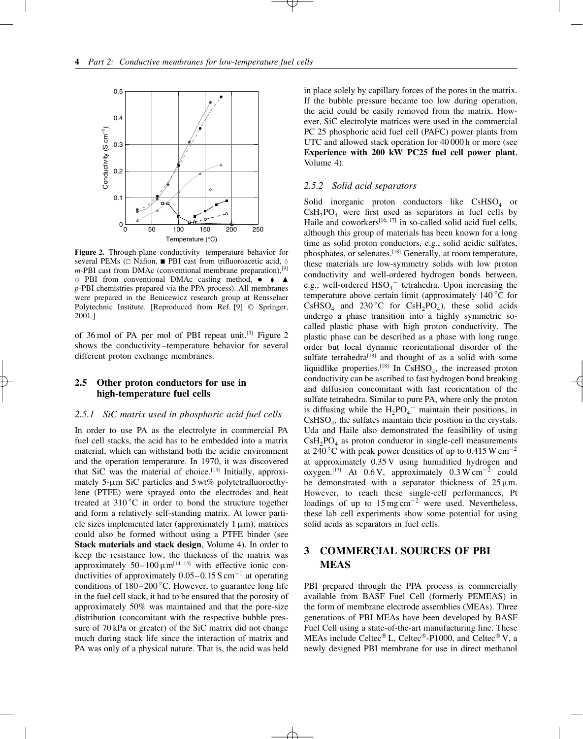**Figure 2.** Through-plane conductivity–temperature behavior for several PEMs (□ Nafion, ■ PBI cast from trifluoroacetic acid, ◊ *m*-PBI cast from DMAc (conventional membrane preparation),[9] ○ PBI from conventional DMAc casting method, ● ♦ ▲ *p*-PBI chemistries prepared via the PPA process). All membranes were prepared in the Benicewicz research group at Rensselaer Polytechnic Institute. [Reproduced from Ref. [9] © Springer, 2001.]

of 36 mol of PA per mol of PBI repeat unit.[3] Figure 2 shows the conductivity–temperature behavior for several different proton exchange membranes.

## 2.5 Other proton conductors for use in high-temperature fuel cells

### *2.5.1 SiC matrix used in phosphoric acid fuel cells*

In order to use PA as the electrolyte in commercial PA fuel cell stacks, the acid has to be embedded into a matrix material, which can withstand both the acidic environment and the operation temperature. In 1970, it was discovered that SiC was the material of choice.[13] Initially, approximately 5-μm SiC particles and 5 wt% polytetrafluoroethylene (PTFE) were sprayed onto the electrodes and heat treated at 310 °C in order to bond the structure together and form a relatively self-standing matrix. At lower particle sizes implemented later (approximately 1 μm), matrices could also be formed without using a PTFE binder (see **Stack materials and stack design**, Volume 4). In order to keep the resistance low, the thickness of the matrix was approximately 50–100 μm[14, 15] with effective ionic conductivities of approximately 0.05–0.15 S cm$^{-1}$ at operating conditions of 180–200 °C. However, to guarantee long life in the fuel cell stack, it had to be ensured that the porosity of approximately 50% was maintained and that the pore-size distribution (concomitant with the respective bubble pressure of 70 kPa or greater) of the SiC matrix did not change much during stack life since the interaction of matrix and PA was only of a physical nature. That is, the acid was held in place solely by capillary forces of the pores in the matrix. If the bubble pressure became too low during operation, the acid could be easily removed from the matrix. However, SiC electrolyte matrices were used in the commercial PC 25 phosphoric acid fuel cell (PAFC) power plants from UTC and allowed stack operation for 40 000 h or more (see **Experience with 200 kW PC25 fuel cell power plant**, Volume 4).

### *2.5.2 Solid acid separators*

Solid inorganic proton conductors like $CsHSO_4$ or $CsH_2PO_4$ were first used as separators in fuel cells by Haile and coworkers[16, 17] in so-called solid acid fuel cells, although this group of materials has been known for a long time as solid proton conductors, e.g., solid acidic sulfates, phosphates, or selenates.[18] Generally, at room temperature, these materials are low-symmetry solids with low proton conductivity and well-ordered hydrogen bonds between, e.g., well-ordered $HSO_4^-$ tetrahedra. Upon increasing the temperature above certain limit (approximately 140 °C for $CsHSO_4$ and 230 °C for $CsH_2PO_4$), these solid acids undergo a phase transition into a highly symmetric so-called plastic phase with high proton conductivity. The plastic phase can be described as a phase with long range order but local dynamic reorientational disorder of the sulfate tetrahedra[18] and thought of as a solid with some liquidlike properties.[18] In $CsHSO_4$, the increased proton conductivity can be ascribed to fast hydrogen bond breaking and diffusion concomitant with fast reorientation of the sulfate tetrahedra. Similar to pure PA, where only the proton is diffusing while the $H_2PO_4^-$ maintain their positions, in $CsHSO_4$, the sulfates maintain their position in the crystals. Uda and Haile also demonstrated the feasibility of using $CsH_2PO_4$ as proton conductor in single-cell measurements at 240 °C with peak power densities of up to 0.415 W cm$^{-2}$ at approximately 0.35 V using humidified hydrogen and oxygen.[17] At 0.6 V, approximately 0.3 W cm$^{-2}$ could be demonstrated with a separator thickness of 25 μm. However, to reach these single-cell performances, Pt loadings of up to 15 mg cm$^{-2}$ were used. Nevertheless, these lab cell experiments show some potential for using solid acids as separators in fuel cells.

# 3 COMMERCIAL SOURCES OF PBI MEAS

PBI prepared through the PPA process is commercially available from BASF Fuel Cell (formerly PEMEAS) in the form of membrane electrode assemblies (MEAs). Three generations of PBI MEAs have been developed by BASF Fuel Cell using a state-of-the-art manufacturing line. These MEAs include Celtec® L, Celtec®-P1000, and Celtec® V, a newly designed PBI membrane for use in direct methanol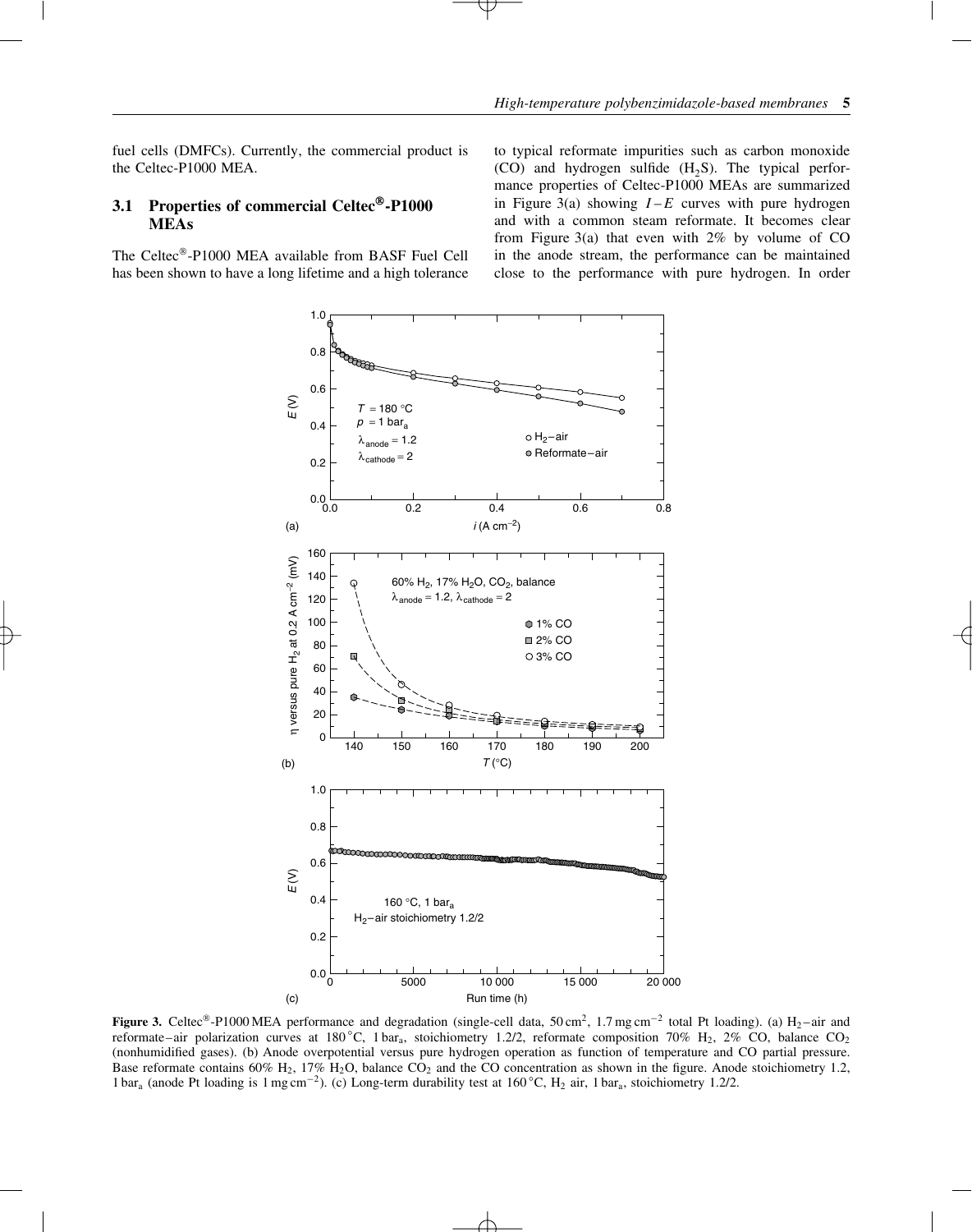fuel cells (DMFCs). Currently, the commercial product is the Celtec-P1000 MEA.

### 3.1 Properties of commercial Celtec®-P1000 MEAs

The Celtec®-P1000 MEA available from BASF Fuel Cell has been shown to have a long lifetime and a high tolerance to typical reformate impurities such as carbon monoxide (CO) and hydrogen sulfide ($H_2S$). The typical performance properties of Celtec-P1000 MEAs are summarized in Figure 3(a) showing $I$–$E$ curves with pure hydrogen and with a common steam reformate. It becomes clear from Figure 3(a) that even with 2% by volume of CO in the anode stream, the performance can be maintained close to the performance with pure hydrogen. In order

**Figure 3.** Celtec®-P1000 MEA performance and degradation (single-cell data, 50 $cm^2$, 1.7 $mg\,cm^{-2}$ total Pt loading). (a) $H_2$–air and reformate–air polarization curves at 180 °C, 1 $bar_a$, stoichiometry 1.2/2, reformate composition 70% $H_2$, 2% CO, balance $CO_2$ (nonhumidified gases). (b) Anode overpotential versus pure hydrogen operation as function of temperature and CO partial pressure. Base reformate contains 60% $H_2$, 17% $H_2O$, balance $CO_2$ and the CO concentration as shown in the figure. Anode stoichiometry 1.2, 1 $bar_a$ (anode Pt loading is 1 $mg\,cm^{-2}$). (c) Long-term durability test at 160 °C, $H_2$ air, 1 $bar_a$, stoichiometry 1.2/2.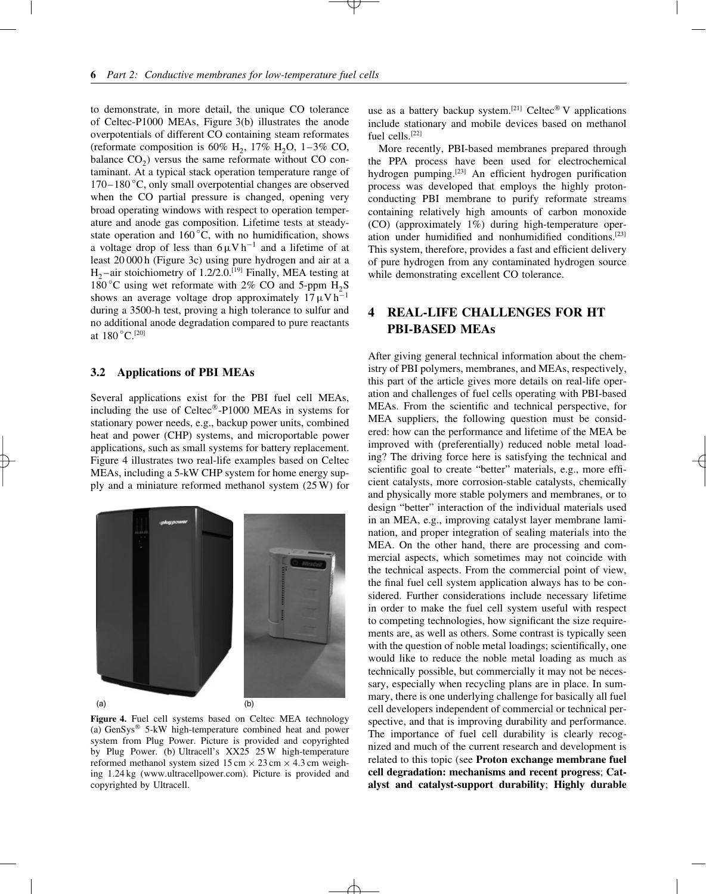to demonstrate, in more detail, the unique CO tolerance of Celtec-P1000 MEAs, Figure 3(b) illustrates the anode overpotentials of different CO containing steam reformates (reformate composition is 60% $H_2$, 17% $H_2O$, 1–3% CO, balance $CO_2$) versus the same reformate without CO contaminant. At a typical stack operation temperature range of 170–180 °C, only small overpotential changes are observed when the CO partial pressure is changed, opening very broad operating windows with respect to operation temperature and anode gas composition. Lifetime tests at steady-state operation and 160 °C, with no humidification, shows a voltage drop of less than $6\,\mu V\,h^{-1}$ and a lifetime of at least 20 000 h (Figure 3c) using pure hydrogen and air at a $H_2$–air stoichiometry of 1.2/2.0.[19] Finally, MEA testing at 180 °C using wet reformate with 2% CO and 5-ppm $H_2S$ shows an average voltage drop approximately $17\,\mu V\,h^{-1}$ during a 3500-h test, proving a high tolerance to sulfur and no additional anode degradation compared to pure reactants at 180 °C.[20]

### 3.2 Applications of PBI MEAs

Several applications exist for the PBI fuel cell MEAs, including the use of Celtec®-P1000 MEAs in systems for stationary power needs, e.g., backup power units, combined heat and power (CHP) systems, and microportable power applications, such as small systems for battery replacement. Figure 4 illustrates two real-life examples based on Celtec MEAs, including a 5-kW CHP system for home energy supply and a miniature reformed methanol system (25 W) for use as a battery backup system.[21] Celtec® V applications include stationary and mobile devices based on methanol fuel cells.[22]

More recently, PBI-based membranes prepared through the PPA process have been used for electrochemical hydrogen pumping.[23] An efficient hydrogen purification process was developed that employs the highly proton-conducting PBI membrane to purify reformate streams containing relatively high amounts of carbon monoxide (CO) (approximately 1%) during high-temperature operation under humidified and nonhumidified conditions.[23] This system, therefore, provides a fast and efficient delivery of pure hydrogen from any contaminated hydrogen source while demonstrating excellent CO tolerance.

(a)

(b)

**Figure 4.** Fuel cell systems based on Celtec MEA technology (a) GenSys® 5-kW high-temperature combined heat and power system from Plug Power. Picture is provided and copyrighted by Plug Power. (b) Ultracell's XX25 25 W high-temperature reformed methanol system sized 15 cm × 23 cm × 4.3 cm weighing 1.24 kg (www.ultracellpower.com). Picture is provided and copyrighted by Ultracell.

## 4 REAL-LIFE CHALLENGES FOR HT PBI-BASED MEAs

After giving general technical information about the chemistry of PBI polymers, membranes, and MEAs, respectively, this part of the article gives more details on real-life operation and challenges of fuel cells operating with PBI-based MEAs. From the scientific and technical perspective, for MEA suppliers, the following question must be considered: how can the performance and lifetime of the MEA be improved with (preferentially) reduced noble metal loading? The driving force here is satisfying the technical and scientific goal to create "better" materials, e.g., more efficient catalysts, more corrosion-stable catalysts, chemically and physically more stable polymers and membranes, or to design "better" interaction of the individual materials used in an MEA, e.g., improving catalyst layer membrane lamination, and proper integration of sealing materials into the MEA. On the other hand, there are processing and commercial aspects, which sometimes may not coincide with the technical aspects. From the commercial point of view, the final fuel cell system application always has to be considered. Further considerations include necessary lifetime in order to make the fuel cell system useful with respect to competing technologies, how significant the size requirements are, as well as others. Some contrast is typically seen with the question of noble metal loadings; scientifically, one would like to reduce the noble metal loading as much as technically possible, but commercially it may not be necessary, especially when recycling plans are in place. In summary, there is one underlying challenge for basically all fuel cell developers independent of commercial or technical perspective, and that is improving durability and performance. The importance of fuel cell durability is clearly recognized and much of the current research and development is related to this topic (see **Proton exchange membrane fuel cell degradation: mechanisms and recent progress**; **Catalyst and catalyst-support durability**; **Highly durable**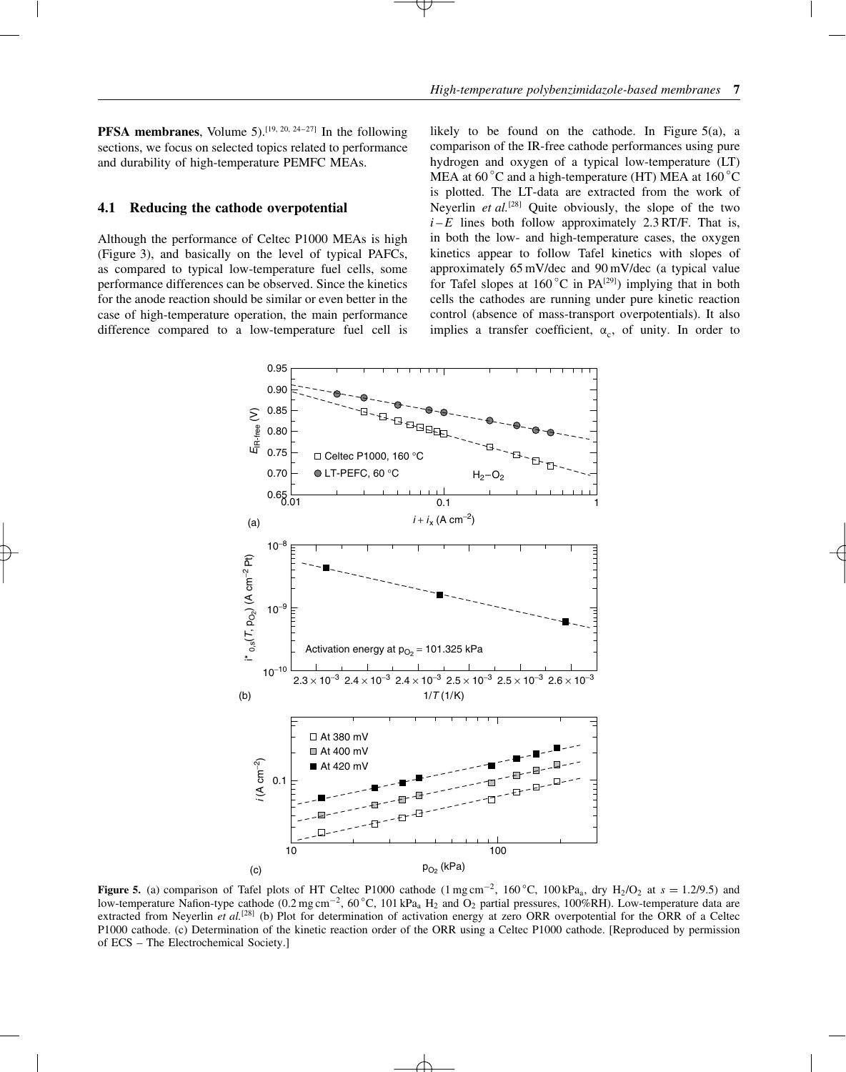**PFSA membranes**, Volume 5).[19, 20, 24–27] In the following sections, we focus on selected topics related to performance and durability of high-temperature PEMFC MEAs.

### 4.1 Reducing the cathode overpotential

Although the performance of Celtec P1000 MEAs is high (Figure 3), and basically on the level of typical PAFCs, as compared to typical low-temperature fuel cells, some performance differences can be observed. Since the kinetics for the anode reaction should be similar or even better in the case of high-temperature operation, the main performance difference compared to a low-temperature fuel cell is likely to be found on the cathode. In Figure 5(a), a comparison of the IR-free cathode performances using pure hydrogen and oxygen of a typical low-temperature (LT) MEA at 60 °C and a high-temperature (HT) MEA at 160 °C is plotted. The LT-data are extracted from the work of Neyerlin *et al.*[28] Quite obviously, the slope of the two $i-E$ lines both follow approximately 2.3 RT/F. That is, in both the low- and high-temperature cases, the oxygen kinetics appear to follow Tafel kinetics with slopes of approximately 65 mV/dec and 90 mV/dec (a typical value for Tafel slopes at 160 °C in PA[29]) implying that in both cells the cathodes are running under pure kinetic reaction control (absence of mass-transport overpotentials). It also implies a transfer coefficient, $\alpha_c$, of unity. In order to

**Figure 5.** (a) comparison of Tafel plots of HT Celtec P1000 cathode (1 mg cm$^{-2}$, 160 °C, 100 kPa$_a$, dry $H_2/O_2$ at $s = 1.2/9.5$) and low-temperature Nafion-type cathode (0.2 mg cm$^{-2}$, 60 °C, 101 kPa$_a$ $H_2$ and $O_2$ partial pressures, 100%RH). Low-temperature data are extracted from Neyerlin *et al.*[28] (b) Plot for determination of activation energy at zero ORR overpotential for the ORR of a Celtec P1000 cathode. (c) Determination of the kinetic reaction order of the ORR using a Celtec P1000 cathode. [Reproduced by permission of ECS – The Electrochemical Society.]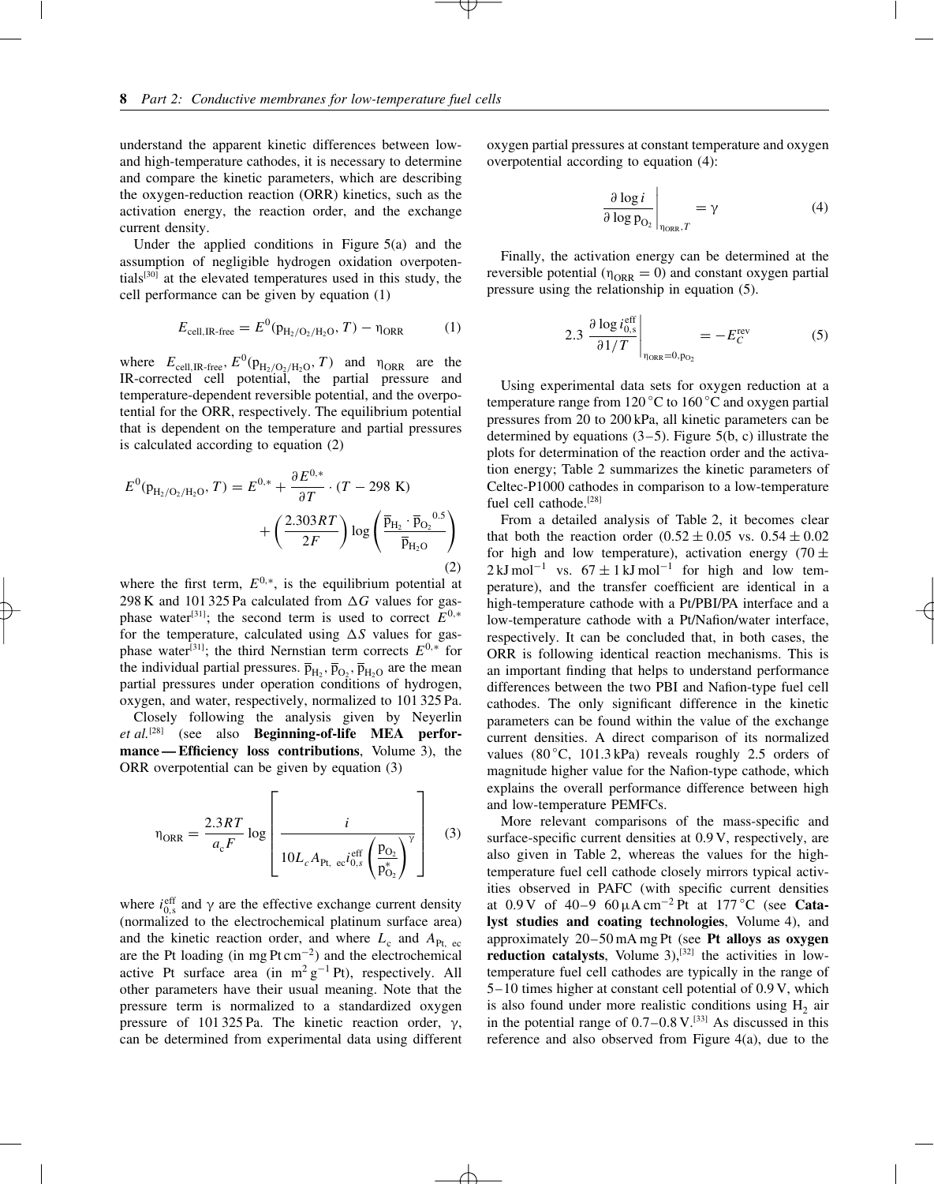understand the apparent kinetic differences between low- and high-temperature cathodes, it is necessary to determine and compare the kinetic parameters, which are describing the oxygen-reduction reaction (ORR) kinetics, such as the activation energy, the reaction order, and the exchange current density.

Under the applied conditions in Figure 5(a) and the assumption of negligible hydrogen oxidation overpotentials[30] at the elevated temperatures used in this study, the cell performance can be given by equation (1)

$$E_{\text{cell,IR-free}} = E^0(\text{p}_{\text{H}_2/\text{O}_2/\text{H}_2\text{O}}, T) - \eta_{\text{ORR}} \tag{1}$$

where $E_{\text{cell,IR-free}}$, $E^0(\text{p}_{\text{H}_2/\text{O}_2/\text{H}_2\text{O}}, T)$ and $\eta_{\text{ORR}}$ are the IR-corrected cell potential, the partial pressure and temperature-dependent reversible potential, and the overpotential for the ORR, respectively. The equilibrium potential that is dependent on the temperature and partial pressures is calculated according to equation (2)

$$E^0(\text{p}_{\text{H}_2/\text{O}_2/\text{H}_2\text{O}}, T) = E^{0,*} + \frac{\partial E^{0,*}}{\partial T} \cdot (T - 298\text{ K}) + \left(\frac{2.303RT}{2F}\right) \log\left(\frac{\overline{\text{p}}_{\text{H}_2} \cdot \overline{\text{p}}_{\text{O}_2}{}^{0.5}}{\overline{\text{p}}_{\text{H}_2\text{O}}}\right) \tag{2}$$

where the first term, $E^{0,*}$, is the equilibrium potential at 298 K and 101 325 Pa calculated from $\Delta G$ values for gas-phase water[31]; the second term is used to correct $E^{0,*}$ for the temperature, calculated using $\Delta S$ values for gas-phase water[31]; the third Nernstian term corrects $E^{0,*}$ for the individual partial pressures. $\overline{\text{p}}_{\text{H}_2}$, $\overline{\text{p}}_{\text{O}_2}$, $\overline{\text{p}}_{\text{H}_2\text{O}}$ are the mean partial pressures under operation conditions of hydrogen, oxygen, and water, respectively, normalized to 101 325 Pa.

Closely following the analysis given by Neyerlin *et al.*[28] (see also **Beginning-of-life MEA performance — Efficiency loss contributions**, Volume 3), the ORR overpotential can be given by equation (3)

$$\eta_{\text{ORR}} = \frac{2.3RT}{a_{\text{c}}F} \log\left[\frac{i}{10 L_c A_{\text{Pt, ec}} i_{0,s}^{\text{eff}} \left(\frac{\text{p}_{\text{O}_2}}{\text{p}_{\text{O}_2}^*}\right)^{\gamma}}\right] \tag{3}$$

where $i_{0,\text{s}}^{\text{eff}}$ and $\gamma$ are the effective exchange current density (normalized to the electrochemical platinum surface area) and the kinetic reaction order, and where $L_{\text{c}}$ and $A_{\text{Pt, ec}}$ are the Pt loading (in mg Pt cm$^{-2}$) and the electrochemical active Pt surface area (in m$^2$ g$^{-1}$ Pt), respectively. All other parameters have their usual meaning. Note that the pressure term is normalized to a standardized oxygen pressure of 101 325 Pa. The kinetic reaction order, $\gamma$, can be determined from experimental data using different oxygen partial pressures at constant temperature and oxygen overpotential according to equation (4):

$$\left.\frac{\partial \log i}{\partial \log \text{p}_{\text{O}_2}}\right|_{\eta_{\text{ORR}}, T} = \gamma \tag{4}$$

Finally, the activation energy can be determined at the reversible potential ($\eta_{\text{ORR}} = 0$) and constant oxygen partial pressure using the relationship in equation (5).

$$2.3 \left.\frac{\partial \log i_{0,\text{s}}^{\text{eff}}}{\partial 1/T}\right|_{\eta_{\text{ORR}}=0, \text{p}_{\text{O}_2}} = -E_C^{\text{rev}} \tag{5}$$

Using experimental data sets for oxygen reduction at a temperature range from 120 °C to 160 °C and oxygen partial pressures from 20 to 200 kPa, all kinetic parameters can be determined by equations (3–5). Figure 5(b, c) illustrate the plots for determination of the reaction order and the activation energy; Table 2 summarizes the kinetic parameters of Celtec-P1000 cathodes in comparison to a low-temperature fuel cell cathode.[28]

From a detailed analysis of Table 2, it becomes clear that both the reaction order ($0.52 \pm 0.05$ vs. $0.54 \pm 0.02$ for high and low temperature), activation energy ($70 \pm 2$ kJ mol$^{-1}$ vs. $67 \pm 1$ kJ mol$^{-1}$ for high and low temperature), and the transfer coefficient are identical in a high-temperature cathode with a Pt/PBI/PA interface and a low-temperature cathode with a Pt/Nafion/water interface, respectively. It can be concluded that, in both cases, the ORR is following identical reaction mechanisms. This is an important finding that helps to understand performance differences between the two PBI and Nafion-type fuel cell cathodes. The only significant difference in the kinetic parameters can be found within the value of the exchange current densities. A direct comparison of its normalized values (80 °C, 101.3 kPa) reveals roughly 2.5 orders of magnitude higher value for the Nafion-type cathode, which explains the overall performance difference between high and low-temperature PEMFCs.

More relevant comparisons of the mass-specific and surface-specific current densities at 0.9 V, respectively, are also given in Table 2, whereas the values for the high-temperature fuel cell cathode closely mirrors typical activities observed in PAFC (with specific current densities at 0.9 V of 40–9 60 μA cm$^{-2}$ Pt at 177 °C (see **Catalyst studies and coating technologies**, Volume 4), and approximately 20–50 mA mg Pt (see **Pt alloys as oxygen reduction catalysts**, Volume 3),[32] the activities in low-temperature fuel cell cathodes are typically in the range of 5–10 times higher at constant cell potential of 0.9 V, which is also found under more realistic conditions using $H_2$ air in the potential range of 0.7–0.8 V.[33] As discussed in this reference and also observed from Figure 4(a), due to the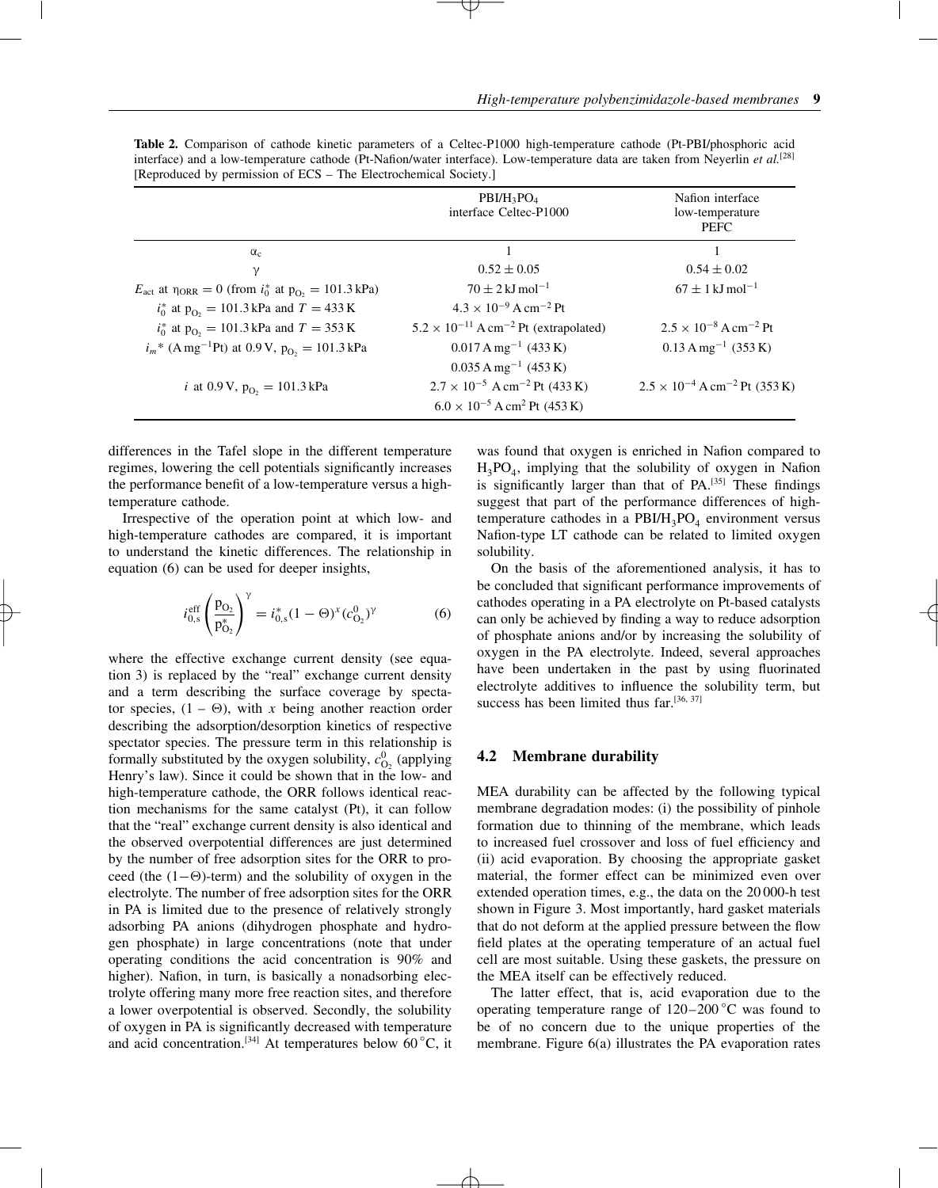**Table 2.** Comparison of cathode kinetic parameters of a Celtec-P1000 high-temperature cathode (Pt-PBI/phosphoric acid interface) and a low-temperature cathode (Pt-Nafion/water interface). Low-temperature data are taken from Neyerlin *et al.*[28] [Reproduced by permission of ECS – The Electrochemical Society.]

| | $PBI/H_3PO_4$ interface Celtec-P1000 | Nafion interface low-temperature PEFC |
|---|---|---|
| $\alpha_c$ | 1 | 1 |
| $\gamma$ | $0.52 \pm 0.05$ | $0.54 \pm 0.02$ |
| $E_{act}$ at $\eta_{ORR} = 0$ (from $i_0^*$ at $p_{O_2} = 101.3\,kPa$) | $70 \pm 2\,kJ\,mol^{-1}$ | $67 \pm 1\,kJ\,mol^{-1}$ |
| $i_0^*$ at $p_{O_2} = 101.3\,kPa$ and $T = 433\,K$ | $4.3 \times 10^{-9}\,A\,cm^{-2}\,Pt$ | |
| $i_0^*$ at $p_{O_2} = 101.3\,kPa$ and $T = 353\,K$ | $5.2 \times 10^{-11}\,A\,cm^{-2}\,Pt$ (extrapolated) | $2.5 \times 10^{-8}\,A\,cm^{-2}\,Pt$ |
| $i_m$* ($A\,mg^{-1}Pt$) at 0.9 V, $p_{O_2} = 101.3\,kPa$ | $0.017\,A\,mg^{-1}$ (433 K)<br>$0.035\,A\,mg^{-1}$ (453 K) | $0.13\,A\,mg^{-1}$ (353 K) |
| $i$ at 0.9 V, $p_{O_2} = 101.3\,kPa$ | $2.7 \times 10^{-5}\,A\,cm^{-2}\,Pt$ (433 K)<br>$6.0 \times 10^{-5}\,A\,cm^{2}\,Pt$ (453 K) | $2.5 \times 10^{-4}\,A\,cm^{-2}\,Pt$ (353 K) |

differences in the Tafel slope in the different temperature regimes, lowering the cell potentials significantly increases the performance benefit of a low-temperature versus a high-temperature cathode.

Irrespective of the operation point at which low- and high-temperature cathodes are compared, it is important to understand the kinetic differences. The relationship in equation (6) can be used for deeper insights,

$$i_{0,s}^{\text{eff}}\left(\frac{p_{O_2}}{p_{O_2}^*}\right)^{\gamma} = i_{0,s}^*(1-\Theta)^x (c_{O_2}^0)^{\gamma} \tag{6}$$

where the effective exchange current density (see equation 3) is replaced by the "real" exchange current density and a term describing the surface coverage by spectator species, $(1 - \Theta)$, with $x$ being another reaction order describing the adsorption/desorption kinetics of respective spectator species. The pressure term in this relationship is formally substituted by the oxygen solubility, $c_{O_2}^0$ (applying Henry's law). Since it could be shown that in the low- and high-temperature cathode, the ORR follows identical reaction mechanisms for the same catalyst (Pt), it can follow that the "real" exchange current density is also identical and the observed overpotential differences are just determined by the number of free adsorption sites for the ORR to proceed (the $(1-\Theta)$-term) and the solubility of oxygen in the electrolyte. The number of free adsorption sites for the ORR in PA is limited due to the presence of relatively strongly adsorbing PA anions (dihydrogen phosphate and hydrogen phosphate) in large concentrations (note that under operating conditions the acid concentration is 90% and higher). Nafion, in turn, is basically a nonadsorbing electrolyte offering many more free reaction sites, and therefore a lower overpotential is observed. Secondly, the solubility of oxygen in PA is significantly decreased with temperature and acid concentration.[34] At temperatures below 60 °C, it was found that oxygen is enriched in Nafion compared to $H_3PO_4$, implying that the solubility of oxygen in Nafion is significantly larger than that of PA.[35] These findings suggest that part of the performance differences of high-temperature cathodes in a $PBI/H_3PO_4$ environment versus Nafion-type LT cathode can be related to limited oxygen solubility.

On the basis of the aforementioned analysis, it has to be concluded that significant performance improvements of cathodes operating in a PA electrolyte on Pt-based catalysts can only be achieved by finding a way to reduce adsorption of phosphate anions and/or by increasing the solubility of oxygen in the PA electrolyte. Indeed, several approaches have been undertaken in the past by using fluorinated electrolyte additives to influence the solubility term, but success has been limited thus far.[36, 37]

## 4.2 Membrane durability

MEA durability can be affected by the following typical membrane degradation modes: (i) the possibility of pinhole formation due to thinning of the membrane, which leads to increased fuel crossover and loss of fuel efficiency and (ii) acid evaporation. By choosing the appropriate gasket material, the former effect can be minimized even over extended operation times, e.g., the data on the 20 000-h test shown in Figure 3. Most importantly, hard gasket materials that do not deform at the applied pressure between the flow field plates at the operating temperature of an actual fuel cell are most suitable. Using these gaskets, the pressure on the MEA itself can be effectively reduced.

The latter effect, that is, acid evaporation due to the operating temperature range of 120–200 °C was found to be of no concern due to the unique properties of the membrane. Figure 6(a) illustrates the PA evaporation rates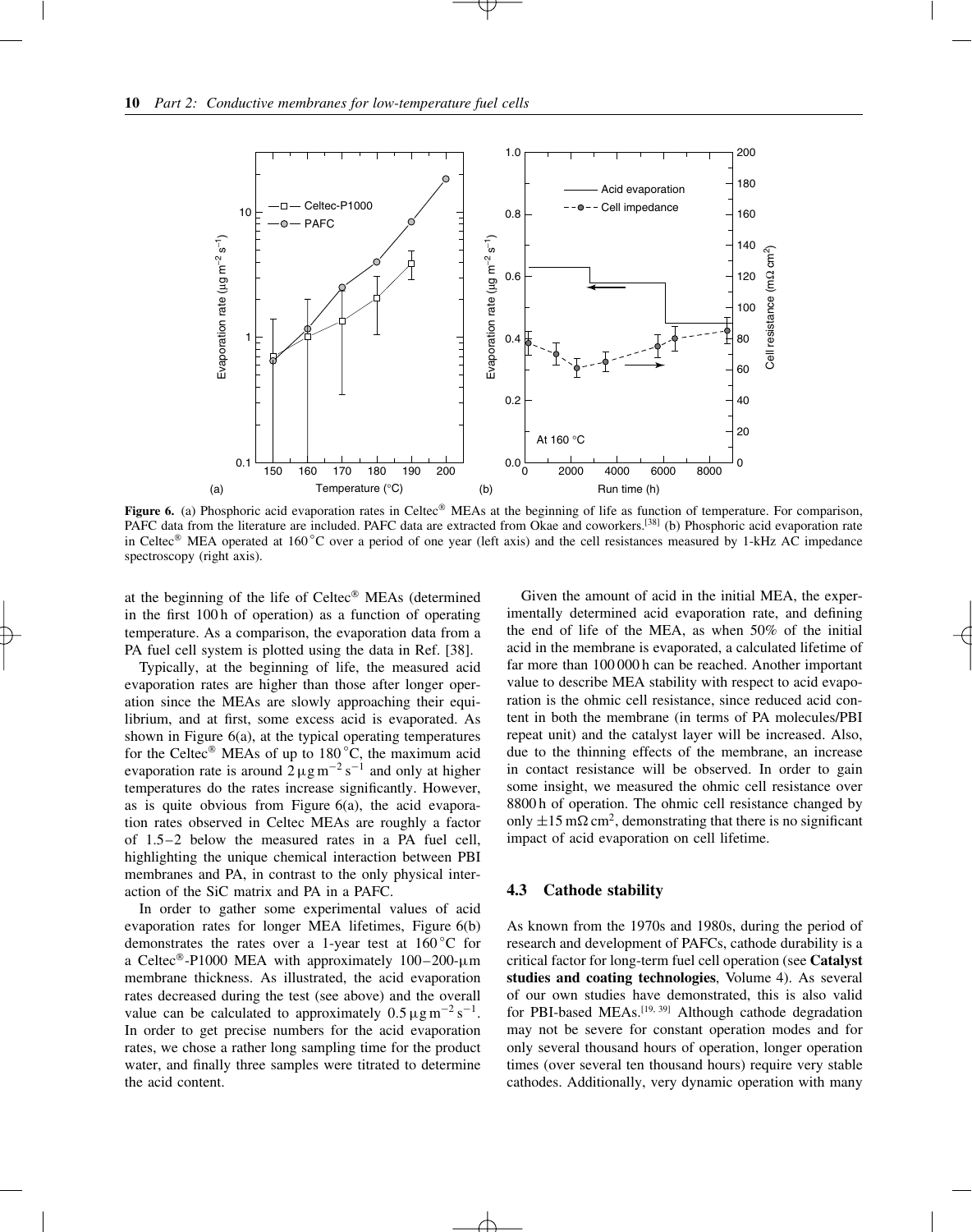**Figure 6.** (a) Phosphoric acid evaporation rates in Celtec® MEAs at the beginning of life as function of temperature. For comparison, PAFC data from the literature are included. PAFC data are extracted from Okae and coworkers.[38] (b) Phosphoric acid evaporation rate in Celtec® MEA operated at 160 °C over a period of one year (left axis) and the cell resistances measured by 1-kHz AC impedance spectroscopy (right axis).

at the beginning of the life of Celtec® MEAs (determined in the first 100 h of operation) as a function of operating temperature. As a comparison, the evaporation data from a PA fuel cell system is plotted using the data in Ref. [38].

Typically, at the beginning of life, the measured acid evaporation rates are higher than those after longer operation since the MEAs are slowly approaching their equilibrium, and at first, some excess acid is evaporated. As shown in Figure 6(a), at the typical operating temperatures for the Celtec® MEAs of up to 180 °C, the maximum acid evaporation rate is around $2\,\mu g\,m^{-2}\,s^{-1}$ and only at higher temperatures do the rates increase significantly. However, as is quite obvious from Figure 6(a), the acid evaporation rates observed in Celtec MEAs are roughly a factor of 1.5–2 below the measured rates in a PA fuel cell, highlighting the unique chemical interaction between PBI membranes and PA, in contrast to the only physical interaction of the SiC matrix and PA in a PAFC.

In order to gather some experimental values of acid evaporation rates for longer MEA lifetimes, Figure 6(b) demonstrates the rates over a 1-year test at 160 °C for a Celtec®-P1000 MEA with approximately 100–200-μm membrane thickness. As illustrated, the acid evaporation rates decreased during the test (see above) and the overall value can be calculated to approximately $0.5\,\mu g\,m^{-2}\,s^{-1}$. In order to get precise numbers for the acid evaporation rates, we chose a rather long sampling time for the product water, and finally three samples were titrated to determine the acid content.

Given the amount of acid in the initial MEA, the experimentally determined acid evaporation rate, and defining the end of life of the MEA, as when 50% of the initial acid in the membrane is evaporated, a calculated lifetime of far more than 100 000 h can be reached. Another important value to describe MEA stability with respect to acid evaporation is the ohmic cell resistance, since reduced acid content in both the membrane (in terms of PA molecules/PBI repeat unit) and the catalyst layer will be increased. Also, due to the thinning effects of the membrane, an increase in contact resistance will be observed. In order to gain some insight, we measured the ohmic cell resistance over 8800 h of operation. The ohmic cell resistance changed by only $\pm 15\,m\Omega\,cm^2$, demonstrating that there is no significant impact of acid evaporation on cell lifetime.

### 4.3 Cathode stability

As known from the 1970s and 1980s, during the period of research and development of PAFCs, cathode durability is a critical factor for long-term fuel cell operation (see **Catalyst studies and coating technologies**, Volume 4). As several of our own studies have demonstrated, this is also valid for PBI-based MEAs.[19, 39] Although cathode degradation may not be severe for constant operation modes and for only several thousand hours of operation, longer operation times (over several ten thousand hours) require very stable cathodes. Additionally, very dynamic operation with many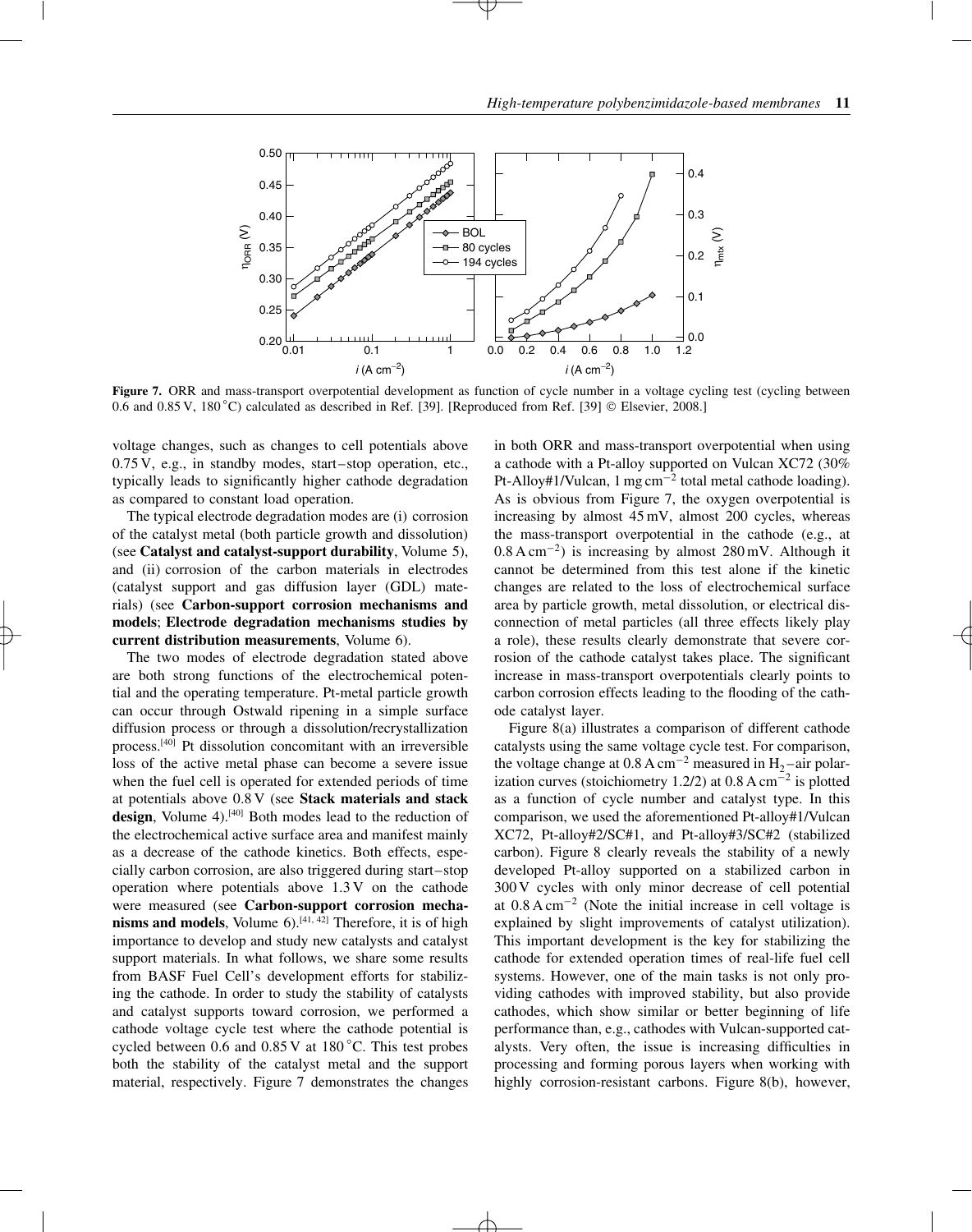**Figure 7.** ORR and mass-transport overpotential development as function of cycle number in a voltage cycling test (cycling between 0.6 and 0.85 V, 180 °C) calculated as described in Ref. [39]. [Reproduced from Ref. [39] © Elsevier, 2008.]

voltage changes, such as changes to cell potentials above 0.75 V, e.g., in standby modes, start–stop operation, etc., typically leads to significantly higher cathode degradation as compared to constant load operation.

The typical electrode degradation modes are (i) corrosion of the catalyst metal (both particle growth and dissolution) (see **Catalyst and catalyst-support durability**, Volume 5), and (ii) corrosion of the carbon materials in electrodes (catalyst support and gas diffusion layer (GDL) materials) (see **Carbon-support corrosion mechanisms and models**; **Electrode degradation mechanisms studies by current distribution measurements**, Volume 6).

The two modes of electrode degradation stated above are both strong functions of the electrochemical potential and the operating temperature. Pt-metal particle growth can occur through Ostwald ripening in a simple surface diffusion process or through a dissolution/recrystallization process.[40] Pt dissolution concomitant with an irreversible loss of the active metal phase can become a severe issue when the fuel cell is operated for extended periods of time at potentials above 0.8 V (see **Stack materials and stack design**, Volume 4).[40] Both modes lead to the reduction of the electrochemical active surface area and manifest mainly as a decrease of the cathode kinetics. Both effects, especially carbon corrosion, are also triggered during start–stop operation where potentials above 1.3 V on the cathode were measured (see **Carbon-support corrosion mechanisms and models**, Volume 6).[41, 42] Therefore, it is of high importance to develop and study new catalysts and catalyst support materials. In what follows, we share some results from BASF Fuel Cell's development efforts for stabilizing the cathode. In order to study the stability of catalysts and catalyst supports toward corrosion, we performed a cathode voltage cycle test where the cathode potential is cycled between 0.6 and 0.85 V at 180 °C. This test probes both the stability of the catalyst metal and the support material, respectively. Figure 7 demonstrates the changes in both ORR and mass-transport overpotential when using a cathode with a Pt-alloy supported on Vulcan XC72 (30% Pt-Alloy#1/Vulcan, 1 mg cm$^{-2}$ total metal cathode loading). As is obvious from Figure 7, the oxygen overpotential is increasing by almost 45 mV, almost 200 cycles, whereas the mass-transport overpotential in the cathode (e.g., at 0.8 A cm$^{-2}$) is increasing by almost 280 mV. Although it cannot be determined from this test alone if the kinetic changes are related to the loss of electrochemical surface area by particle growth, metal dissolution, or electrical disconnection of metal particles (all three effects likely play a role), these results clearly demonstrate that severe corrosion of the cathode catalyst takes place. The significant increase in mass-transport overpotentials clearly points to carbon corrosion effects leading to the flooding of the cathode catalyst layer.

Figure 8(a) illustrates a comparison of different cathode catalysts using the same voltage cycle test. For comparison, the voltage change at 0.8 A cm$^{-2}$ measured in $H_2$–air polarization curves (stoichiometry 1.2/2) at 0.8 A cm$^{-2}$ is plotted as a function of cycle number and catalyst type. In this comparison, we used the aforementioned Pt-alloy#1/Vulcan XC72, Pt-alloy#2/SC#1, and Pt-alloy#3/SC#2 (stabilized carbon). Figure 8 clearly reveals the stability of a newly developed Pt-alloy supported on a stabilized carbon in 300 V cycles with only minor decrease of cell potential at 0.8 A cm$^{-2}$ (Note the initial increase in cell voltage is explained by slight improvements of catalyst utilization). This important development is the key for stabilizing the cathode for extended operation times of real-life fuel cell systems. However, one of the main tasks is not only providing cathodes with improved stability, but also provide cathodes, which show similar or better beginning of life performance than, e.g., cathodes with Vulcan-supported catalysts. Very often, the issue is increasing difficulties in processing and forming porous layers when working with highly corrosion-resistant carbons. Figure 8(b), however,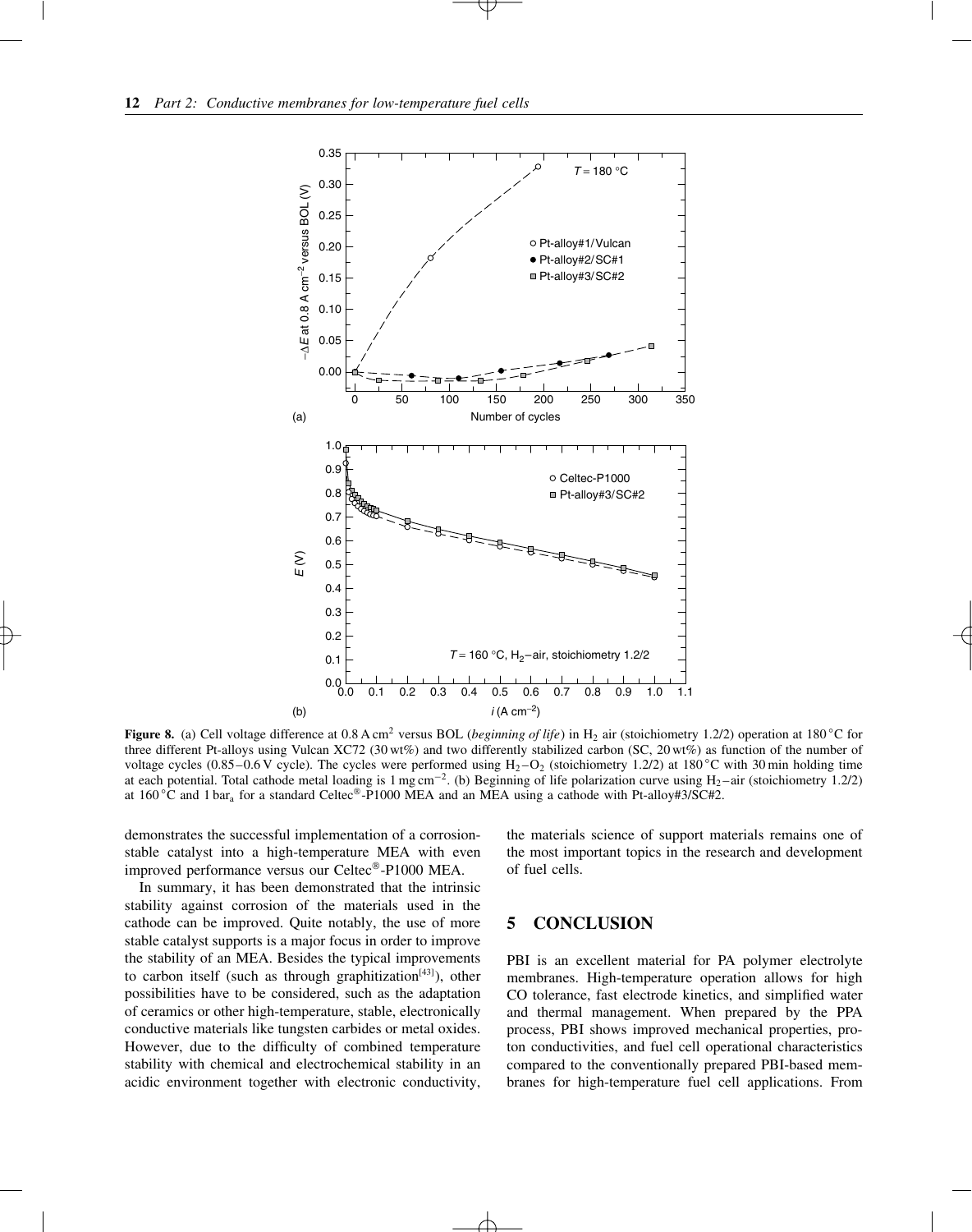**Figure 8.** (a) Cell voltage difference at 0.8 A cm$^2$ versus BOL (*beginning of life*) in $H_2$ air (stoichiometry 1.2/2) operation at 180 °C for three different Pt-alloys using Vulcan XC72 (30 wt%) and two differently stabilized carbon (SC, 20 wt%) as function of the number of voltage cycles (0.85–0.6 V cycle). The cycles were performed using $H_2$–$O_2$ (stoichiometry 1.2/2) at 180 °C with 30 min holding time at each potential. Total cathode metal loading is 1 mg cm$^{-2}$. (b) Beginning of life polarization curve using $H_2$–air (stoichiometry 1.2/2) at 160 °C and 1 bar$_a$ for a standard Celtec®-P1000 MEA and an MEA using a cathode with Pt-alloy#3/SC#2.

demonstrates the successful implementation of a corrosion-stable catalyst into a high-temperature MEA with even improved performance versus our Celtec®-P1000 MEA.

In summary, it has been demonstrated that the intrinsic stability against corrosion of the materials used in the cathode can be improved. Quite notably, the use of more stable catalyst supports is a major focus in order to improve the stability of an MEA. Besides the typical improvements to carbon itself (such as through graphitization[43]), other possibilities have to be considered, such as the adaptation of ceramics or other high-temperature, stable, electronically conductive materials like tungsten carbides or metal oxides. However, due to the difficulty of combined temperature stability with chemical and electrochemical stability in an acidic environment together with electronic conductivity, the materials science of support materials remains one of the most important topics in the research and development of fuel cells.

## 5 CONCLUSION

PBI is an excellent material for PA polymer electrolyte membranes. High-temperature operation allows for high CO tolerance, fast electrode kinetics, and simplified water and thermal management. When prepared by the PPA process, PBI shows improved mechanical properties, proton conductivities, and fuel cell operational characteristics compared to the conventionally prepared PBI-based membranes for high-temperature fuel cell applications. From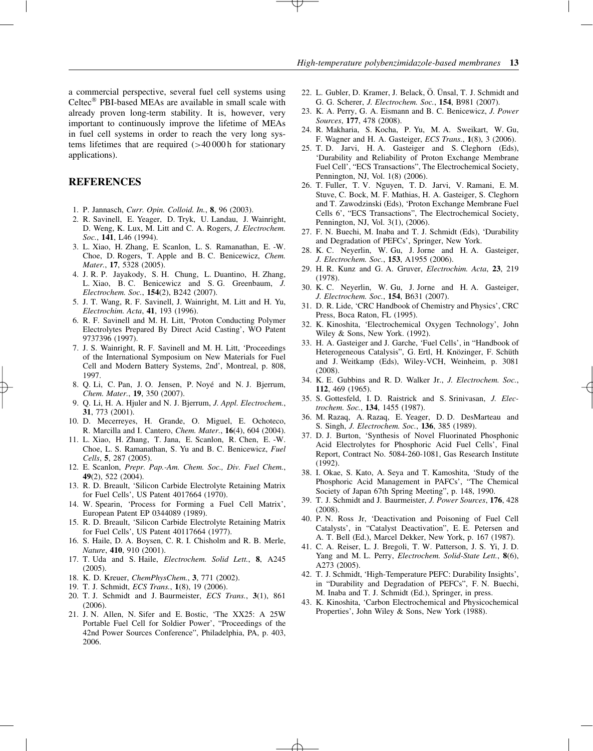a commercial perspective, several fuel cell systems using Celtec® PBI-based MEAs are available in small scale with already proven long-term stability. It is, however, very important to continuously improve the lifetime of MEAs in fuel cell systems in order to reach the very long systems lifetimes that are required (>40 000 h for stationary applications).

## REFERENCES

1. P. Jannasch, *Curr. Opin. Colloid. In.*, **8**, 96 (2003).
2. R. Savinell, E. Yeager, D. Tryk, U. Landau, J. Wainright, D. Weng, K. Lux, M. Litt and C. A. Rogers, *J. Electrochem. Soc.*, **141**, L46 (1994).
3. L. Xiao, H. Zhang, E. Scanlon, L. S. Ramanathan, E. -W. Choe, D. Rogers, T. Apple and B. C. Benicewicz, *Chem. Mater.*, **17**, 5328 (2005).
4. J. R. P. Jayakody, S. H. Chung, L. Duantino, H. Zhang, L. Xiao, B. C. Benicewicz and S. G. Greenbaum, *J. Electrochem. Soc.*, **154**(2), B242 (2007).
5. J. T. Wang, R. F. Savinell, J. Wainright, M. Litt and H. Yu, *Electrochim. Acta*, **41**, 193 (1996).
6. R. F. Savinell and M. H. Litt, 'Proton Conducting Polymer Electrolytes Prepared By Direct Acid Casting', WO Patent 9737396 (1997).
7. J. S. Wainright, R. F. Savinell and M. H. Litt, 'Proceedings of the International Symposium on New Materials for Fuel Cell and Modern Battery Systems, 2nd', Montreal, p. 808, 1997.
8. Q. Li, C. Pan, J. O. Jensen, P. Noyé and N. J. Bjerrum, *Chem. Mater.*, **19**, 350 (2007).
9. Q. Li, H. A. Hjuler and N. J. Bjerrum, *J. Appl. Electrochem.*, **31**, 773 (2001).
10. D. Mecerreyes, H. Grande, O. Miguel, E. Ochoteco, R. Marcilla and I. Cantero, *Chem. Mater.*, **16**(4), 604 (2004).
11. L. Xiao, H. Zhang, T. Jana, E. Scanlon, R. Chen, E. -W. Choe, L. S. Ramanathan, S. Yu and B. C. Benicewicz, *Fuel Cells*, **5**, 287 (2005).
12. E. Scanlon, *Prepr. Pap.-Am. Chem. Soc., Div. Fuel Chem.*, **49**(2), 522 (2004).
13. R. D. Breault, 'Silicon Carbide Electrolyte Retaining Matrix for Fuel Cells', US Patent 4017664 (1970).
14. W. Spearin, 'Process for Forming a Fuel Cell Matrix', European Patent EP 0344089 (1989).
15. R. D. Breault, 'Silicon Carbide Electrolyte Retaining Matrix for Fuel Cells', US Patent 40117664 (1977).
16. S. Haile, D. A. Boysen, C. R. I. Chisholm and R. B. Merle, *Nature*, **410**, 910 (2001).
17. T. Uda and S. Haile, *Electrochem. Solid Lett.*, **8**, A245 (2005).
18. K. D. Kreuer, *ChemPhysChem.*, **3**, 771 (2002).
19. T. J. Schmidt, *ECS Trans.*, **1**(8), 19 (2006).
20. T. J. Schmidt and J. Baurmeister, *ECS Trans.*, **3**(1), 861 (2006).
21. J. N. Allen, N. Sifer and E. Bostic, 'The XX25: A 25W Portable Fuel Cell for Soldier Power', "Proceedings of the 42nd Power Sources Conference", Philadelphia, PA, p. 403, 2006.
22. L. Gubler, D. Kramer, J. Belack, Ö. Ünsal, T. J. Schmidt and G. G. Scherer, *J. Electrochem. Soc.*, **154**, B981 (2007).
23. K. A. Perry, G. A. Eismann and B. C. Benicewicz, *J. Power Sources*, **177**, 478 (2008).
24. R. Makharia, S. Kocha, P. Yu, M. A. Sweikart, W. Gu, F. Wagner and H. A. Gasteiger, *ECS Trans.*, **1**(8), 3 (2006).
25. T. D. Jarvi, H. A. Gasteiger and S. Cleghorn (Eds), 'Durability and Reliability of Proton Exchange Membrane Fuel Cell', "ECS Transactions", The Electrochemical Society, Pennington, NJ, Vol. 1(8) (2006).
26. T. Fuller, T. V. Nguyen, T. D. Jarvi, V. Ramani, E. M. Stuve, C. Bock, M. F. Mathias, H. A. Gasteiger, S. Cleghorn and T. Zawodzinski (Eds), 'Proton Exchange Membrane Fuel Cells 6', "ECS Transactions", The Electrochemical Society, Pennington, NJ, Vol. 3(1), (2006).
27. F. N. Buechi, M. Inaba and T. J. Schmidt (Eds), 'Durability and Degradation of PEFCs', Springer, New York.
28. K. C. Neyerlin, W. Gu, J. Jorne and H. A. Gasteiger, *J. Electrochem. Soc.*, **153**, A1955 (2006).
29. H. R. Kunz and G. A. Gruver, *Electrochim. Acta*, **23**, 219 (1978).
30. K. C. Neyerlin, W. Gu, J. Jorne and H. A. Gasteiger, *J. Electrochem. Soc.*, **154**, B631 (2007).
31. D. R. Lide, 'CRC Handbook of Chemistry and Physics', CRC Press, Boca Raton, FL (1995).
32. K. Kinoshita, 'Electrochemical Oxygen Technology', John Wiley & Sons, New York. (1992).
33. H. A. Gasteiger and J. Garche, 'Fuel Cells', in "Handbook of Heterogeneous Catalysis", G. Ertl, H. Knözinger, F. Schüth and J. Weitkamp (Eds), Wiley-VCH, Weinheim, p. 3081 (2008).
34. K. E. Gubbins and R. D. Walker Jr., *J. Electrochem. Soc.*, **112**, 469 (1965).
35. S. Gottesfeld, I. D. Raistrick and S. Srinivasan, *J. Electrochem. Soc.*, **134**, 1455 (1987).
36. M. Razaq, A. Razaq, E. Yeager, D. D. DesMarteau and S. Singh, *J. Electrochem. Soc.*, **136**, 385 (1989).
37. D. J. Burton, 'Synthesis of Novel Fluorinated Phosphonic Acid Electrolytes for Phosphoric Acid Fuel Cells', Final Report, Contract No. 5084-260-1081, Gas Research Institute (1992).
38. I. Okae, S. Kato, A. Seya and T. Kamoshita, 'Study of the Phosphoric Acid Management in PAFCs', "The Chemical Society of Japan 67th Spring Meeting", p. 148, 1990.
39. T. J. Schmidt and J. Baurmeister, *J. Power Sources*, **176**, 428 (2008).
40. P. N. Ross Jr, 'Deactivation and Poisoning of Fuel Cell Catalysts', in "Catalyst Deactivation", E. E. Petersen and A. T. Bell (Ed.), Marcel Dekker, New York, p. 167 (1987).
41. C. A. Reiser, L. J. Bregoli, T. W. Patterson, J. S. Yi, J. D. Yang and M. L. Perry, *Electrochem. Solid-State Lett.*, **8**(6), A273 (2005).
42. T. J. Schmidt, 'High-Temperature PEFC: Durability Insights', in "Durability and Degradation of PEFCs", F. N. Buechi, M. Inaba and T. J. Schmidt (Ed.), Springer, in press.
43. K. Kinoshita, 'Carbon Electrochemical and Physicochemical Properties', John Wiley & Sons, New York (1988).